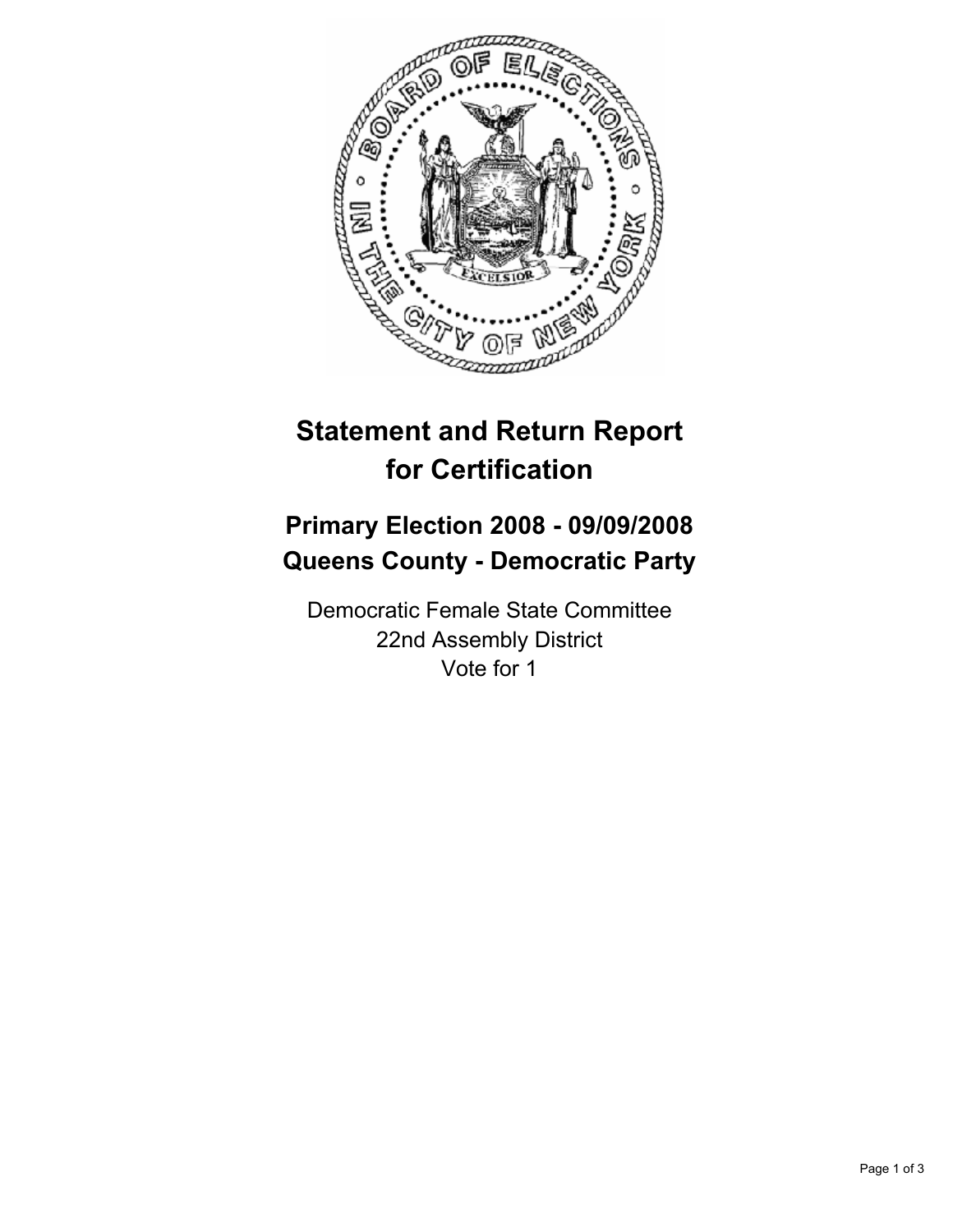# Statement and Return Report for Certification

## Primary Election 2008 - 09/09/2008
## Queens County - Democratic Party

Democratic Female State Committee
22nd Assembly District
Vote for 1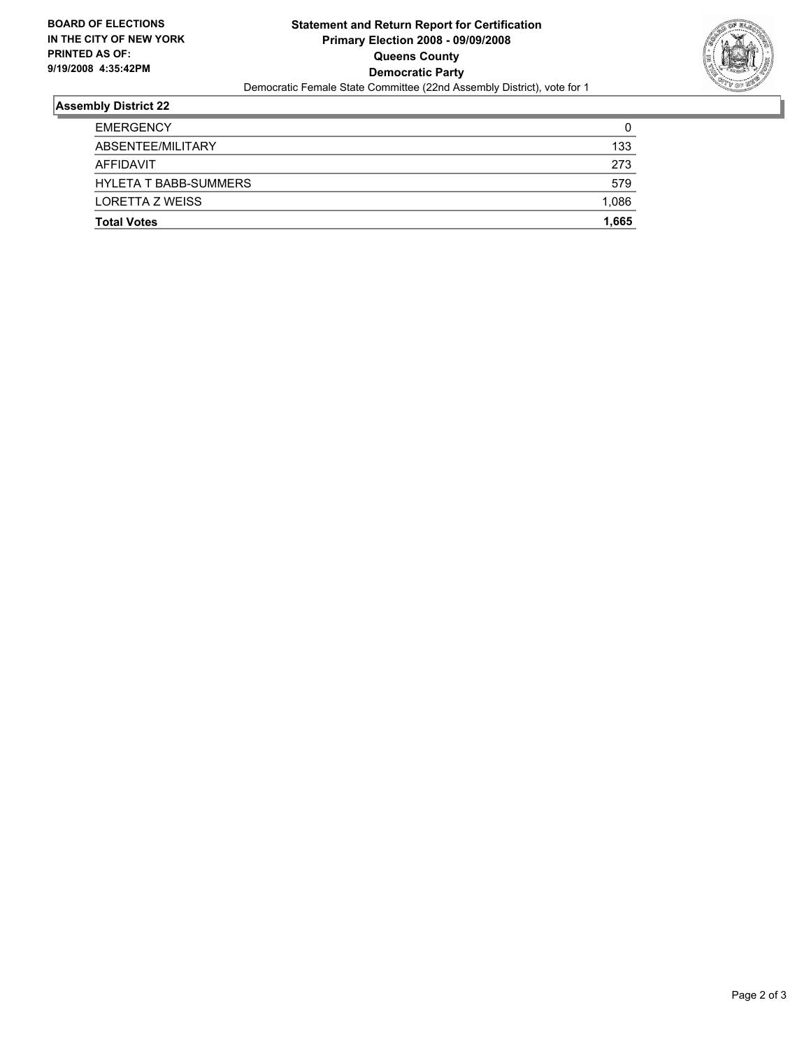**BOARD OF ELECTIONS**
**IN THE CITY OF NEW YORK**
**PRINTED AS OF:**
**9/19/2008 4:35:42PM**

# Statement and Return Report for Certification
## Primary Election 2008 - 09/09/2008
## Queens County
## Democratic Party

Democratic Female State Committee (22nd Assembly District), vote for 1

### Assembly District 22

| | |
|---|---|
| EMERGENCY | 0 |
| ABSENTEE/MILITARY | 133 |
| AFFIDAVIT | 273 |
| HYLETA T BABB-SUMMERS | 579 |
| LORETTA Z WEISS | 1,086 |
| **Total Votes** | **1,665** |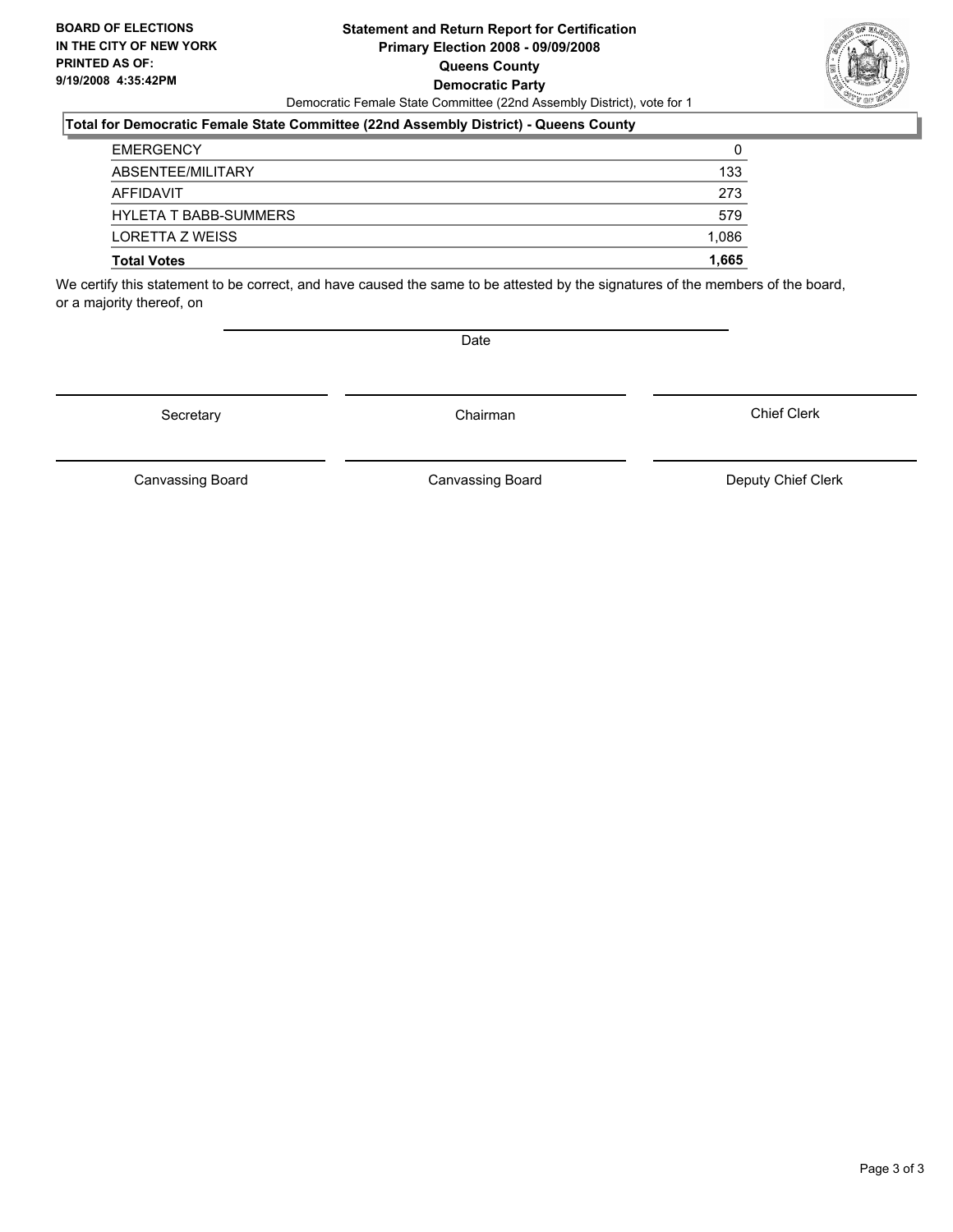**BOARD OF ELECTIONS IN THE CITY OF NEW YORK PRINTED AS OF: 9/19/2008 4:35:42PM**

**Statement and Return Report for Certification**
**Primary Election 2008 - 09/09/2008**
**Queens County**
**Democratic Party**

Democratic Female State Committee (22nd Assembly District), vote for 1

**Total for Democratic Female State Committee (22nd Assembly District) - Queens County**

| | |
|---|---|
| EMERGENCY | 0 |
| ABSENTEE/MILITARY | 133 |
| AFFIDAVIT | 273 |
| HYLETA T BABB-SUMMERS | 579 |
| LORETTA Z WEISS | 1,086 |
| **Total Votes** | **1,665** |

We certify this statement to be correct, and have caused the same to be attested by the signatures of the members of the board, or a majority thereof, on

Date

Secretary

Chairman

Chief Clerk

Canvassing Board

Canvassing Board

Deputy Chief Clerk